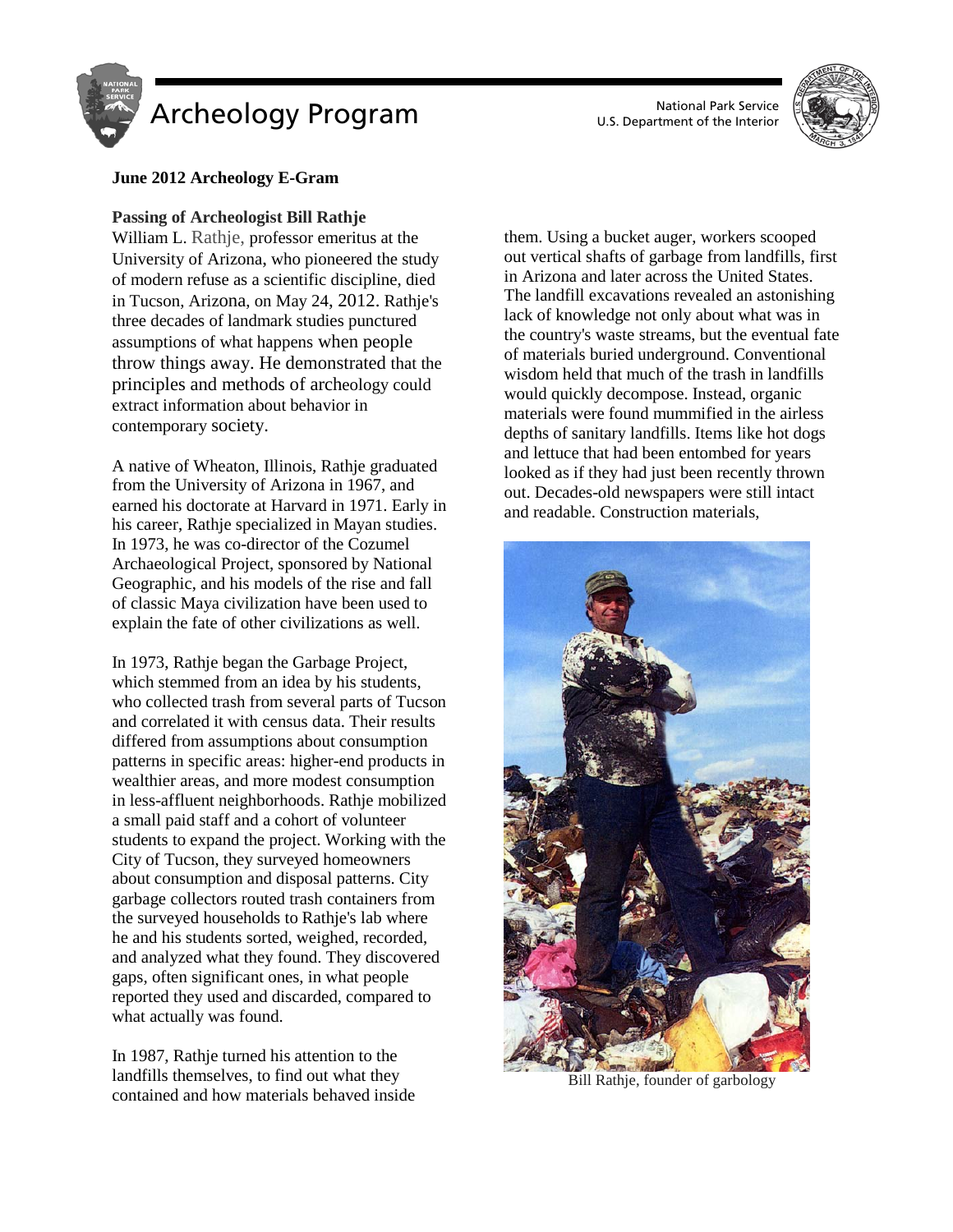# Archeology Program

National Park Service
U.S. Department of the Interior

**June 2012 Archeology E-Gram**

## Passing of Archeologist Bill Rathje

William L. Rathje, professor emeritus at the University of Arizona, who pioneered the study of modern refuse as a scientific discipline, died in Tucson, Arizona, on May 24, 2012. Rathje's three decades of landmark studies punctured assumptions of what happens when people throw things away. He demonstrated that the principles and methods of archeology could extract information about behavior in contemporary society.

A native of Wheaton, Illinois, Rathje graduated from the University of Arizona in 1967, and earned his doctorate at Harvard in 1971. Early in his career, Rathje specialized in Mayan studies. In 1973, he was co-director of the Cozumel Archaeological Project, sponsored by National Geographic, and his models of the rise and fall of classic Maya civilization have been used to explain the fate of other civilizations as well.

In 1973, Rathje began the Garbage Project, which stemmed from an idea by his students, who collected trash from several parts of Tucson and correlated it with census data. Their results differed from assumptions about consumption patterns in specific areas: higher-end products in wealthier areas, and more modest consumption in less-affluent neighborhoods. Rathje mobilized a small paid staff and a cohort of volunteer students to expand the project. Working with the City of Tucson, they surveyed homeowners about consumption and disposal patterns. City garbage collectors routed trash containers from the surveyed households to Rathje's lab where he and his students sorted, weighed, recorded, and analyzed what they found. They discovered gaps, often significant ones, in what people reported they used and discarded, compared to what actually was found.

In 1987, Rathje turned his attention to the landfills themselves, to find out what they contained and how materials behaved inside them. Using a bucket auger, workers scooped out vertical shafts of garbage from landfills, first in Arizona and later across the United States. The landfill excavations revealed an astonishing lack of knowledge not only about what was in the country's waste streams, but the eventual fate of materials buried underground. Conventional wisdom held that much of the trash in landfills would quickly decompose. Instead, organic materials were found mummified in the airless depths of sanitary landfills. Items like hot dogs and lettuce that had been entombed for years looked as if they had just been recently thrown out. Decades-old newspapers were still intact and readable. Construction materials,

Bill Rathje, founder of garbology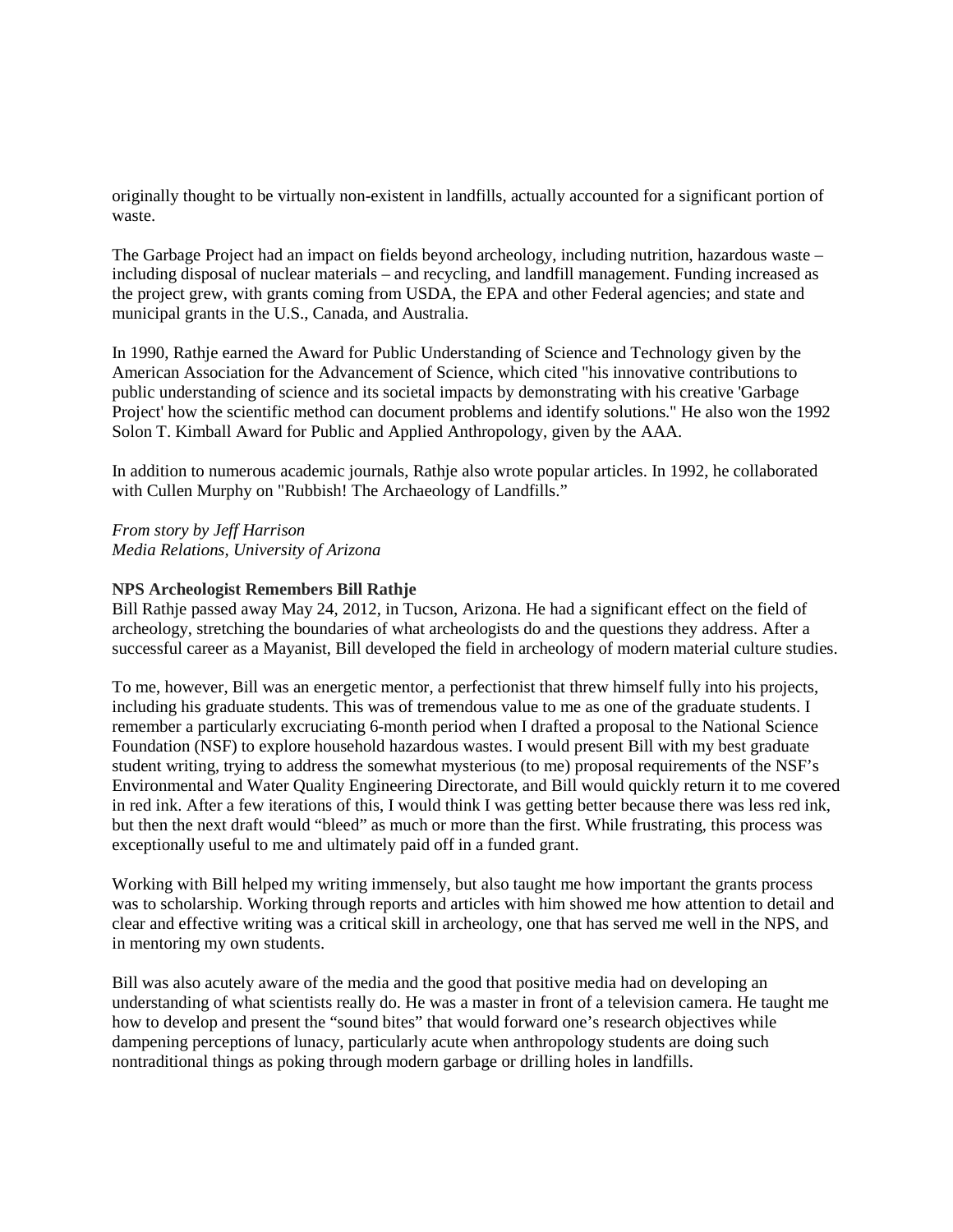originally thought to be virtually non-existent in landfills, actually accounted for a significant portion of waste.

The Garbage Project had an impact on fields beyond archeology, including nutrition, hazardous waste – including disposal of nuclear materials – and recycling, and landfill management. Funding increased as the project grew, with grants coming from USDA, the EPA and other Federal agencies; and state and municipal grants in the U.S., Canada, and Australia.

In 1990, Rathje earned the Award for Public Understanding of Science and Technology given by the American Association for the Advancement of Science, which cited "his innovative contributions to public understanding of science and its societal impacts by demonstrating with his creative 'Garbage Project' how the scientific method can document problems and identify solutions." He also won the 1992 Solon T. Kimball Award for Public and Applied Anthropology, given by the AAA.

In addition to numerous academic journals, Rathje also wrote popular articles. In 1992, he collaborated with Cullen Murphy on "Rubbish! The Archaeology of Landfills."

*From story by Jeff Harrison*
*Media Relations, University of Arizona*

**NPS Archeologist Remembers Bill Rathje**

Bill Rathje passed away May 24, 2012, in Tucson, Arizona. He had a significant effect on the field of archeology, stretching the boundaries of what archeologists do and the questions they address. After a successful career as a Mayanist, Bill developed the field in archeology of modern material culture studies.

To me, however, Bill was an energetic mentor, a perfectionist that threw himself fully into his projects, including his graduate students. This was of tremendous value to me as one of the graduate students. I remember a particularly excruciating 6-month period when I drafted a proposal to the National Science Foundation (NSF) to explore household hazardous wastes. I would present Bill with my best graduate student writing, trying to address the somewhat mysterious (to me) proposal requirements of the NSF's Environmental and Water Quality Engineering Directorate, and Bill would quickly return it to me covered in red ink. After a few iterations of this, I would think I was getting better because there was less red ink, but then the next draft would "bleed" as much or more than the first. While frustrating, this process was exceptionally useful to me and ultimately paid off in a funded grant.

Working with Bill helped my writing immensely, but also taught me how important the grants process was to scholarship. Working through reports and articles with him showed me how attention to detail and clear and effective writing was a critical skill in archeology, one that has served me well in the NPS, and in mentoring my own students.

Bill was also acutely aware of the media and the good that positive media had on developing an understanding of what scientists really do. He was a master in front of a television camera. He taught me how to develop and present the "sound bites" that would forward one's research objectives while dampening perceptions of lunacy, particularly acute when anthropology students are doing such nontraditional things as poking through modern garbage or drilling holes in landfills.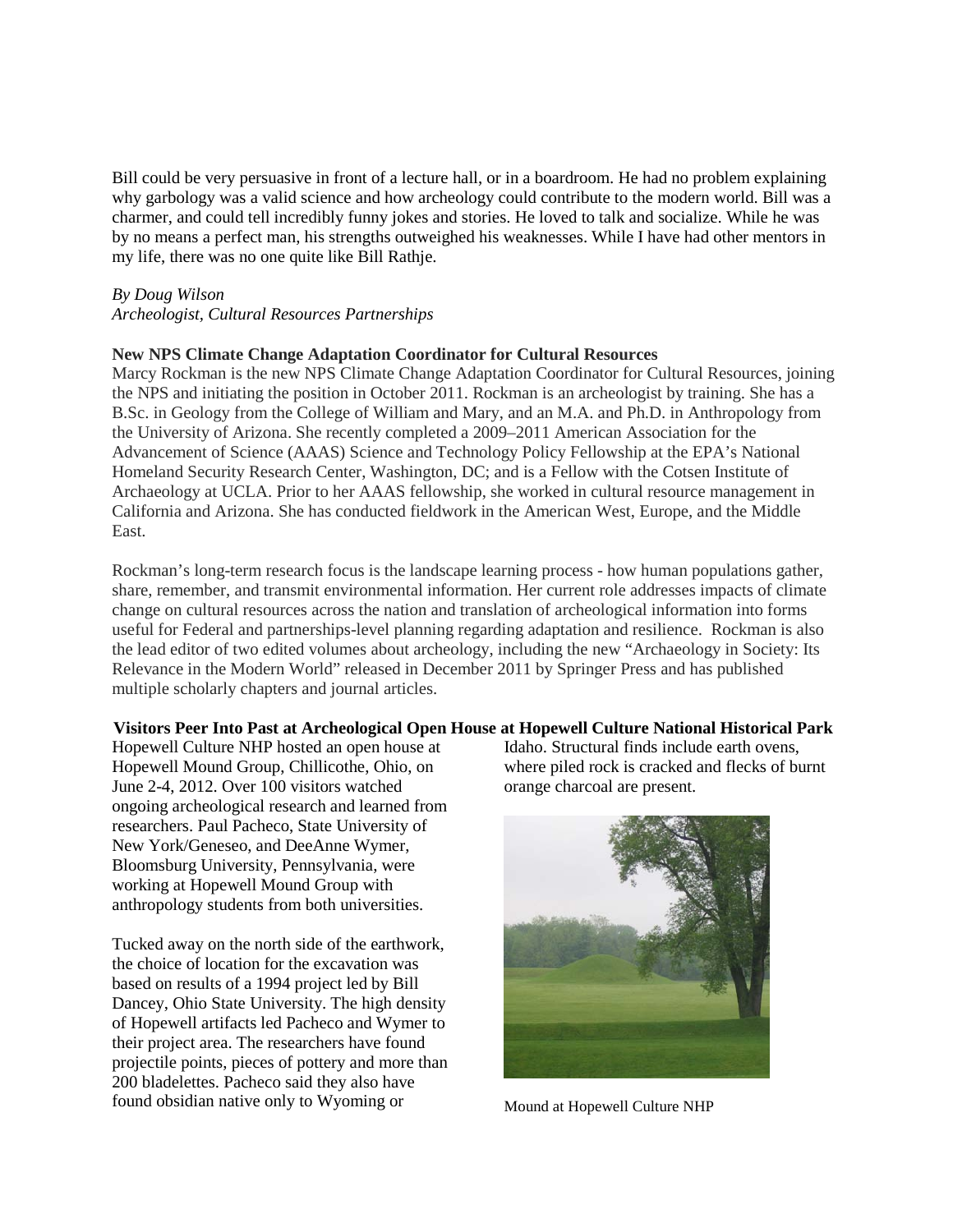Bill could be very persuasive in front of a lecture hall, or in a boardroom. He had no problem explaining why garbology was a valid science and how archeology could contribute to the modern world. Bill was a charmer, and could tell incredibly funny jokes and stories. He loved to talk and socialize. While he was by no means a perfect man, his strengths outweighed his weaknesses. While I have had other mentors in my life, there was no one quite like Bill Rathje.

*By Doug Wilson*
*Archeologist, Cultural Resources Partnerships*

**New NPS Climate Change Adaptation Coordinator for Cultural Resources**

Marcy Rockman is the new NPS Climate Change Adaptation Coordinator for Cultural Resources, joining the NPS and initiating the position in October 2011. Rockman is an archeologist by training. She has a B.Sc. in Geology from the College of William and Mary, and an M.A. and Ph.D. in Anthropology from the University of Arizona. She recently completed a 2009–2011 American Association for the Advancement of Science (AAAS) Science and Technology Policy Fellowship at the EPA's National Homeland Security Research Center, Washington, DC; and is a Fellow with the Cotsen Institute of Archaeology at UCLA. Prior to her AAAS fellowship, she worked in cultural resource management in California and Arizona. She has conducted fieldwork in the American West, Europe, and the Middle East.

Rockman's long-term research focus is the landscape learning process - how human populations gather, share, remember, and transmit environmental information. Her current role addresses impacts of climate change on cultural resources across the nation and translation of archeological information into forms useful for Federal and partnerships-level planning regarding adaptation and resilience. Rockman is also the lead editor of two edited volumes about archeology, including the new "Archaeology in Society: Its Relevance in the Modern World" released in December 2011 by Springer Press and has published multiple scholarly chapters and journal articles.

**Visitors Peer Into Past at Archeological Open House at Hopewell Culture National Historical Park**

Hopewell Culture NHP hosted an open house at Hopewell Mound Group, Chillicothe, Ohio, on June 2-4, 2012. Over 100 visitors watched ongoing archeological research and learned from researchers. Paul Pacheco, State University of New York/Geneseo, and DeeAnne Wymer, Bloomsburg University, Pennsylvania, were working at Hopewell Mound Group with anthropology students from both universities.

Tucked away on the north side of the earthwork, the choice of location for the excavation was based on results of a 1994 project led by Bill Dancey, Ohio State University. The high density of Hopewell artifacts led Pacheco and Wymer to their project area. The researchers have found projectile points, pieces of pottery and more than 200 bladelettes. Pacheco said they also have found obsidian native only to Wyoming or Idaho. Structural finds include earth ovens, where piled rock is cracked and flecks of burnt orange charcoal are present.

Mound at Hopewell Culture NHP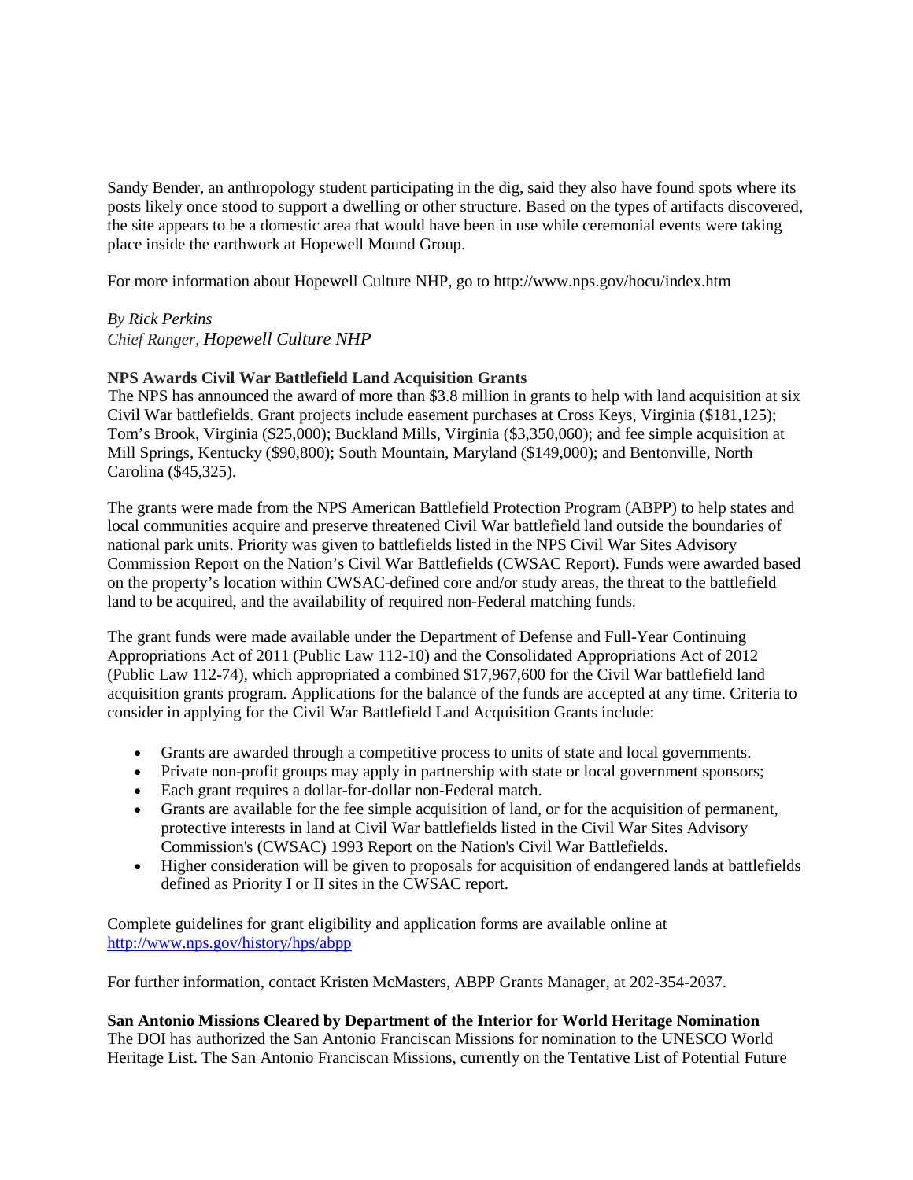Sandy Bender, an anthropology student participating in the dig, said they also have found spots where its posts likely once stood to support a dwelling or other structure. Based on the types of artifacts discovered, the site appears to be a domestic area that would have been in use while ceremonial events were taking place inside the earthwork at Hopewell Mound Group.

For more information about Hopewell Culture NHP, go to http://www.nps.gov/hocu/index.htm

*By Rick Perkins*
*Chief Ranger, Hopewell Culture NHP*

**NPS Awards Civil War Battlefield Land Acquisition Grants**

The NPS has announced the award of more than $3.8 million in grants to help with land acquisition at six Civil War battlefields. Grant projects include easement purchases at Cross Keys, Virginia ($181,125); Tom's Brook, Virginia ($25,000); Buckland Mills, Virginia ($3,350,060); and fee simple acquisition at Mill Springs, Kentucky ($90,800); South Mountain, Maryland ($149,000); and Bentonville, North Carolina ($45,325).

The grants were made from the NPS American Battlefield Protection Program (ABPP) to help states and local communities acquire and preserve threatened Civil War battlefield land outside the boundaries of national park units. Priority was given to battlefields listed in the NPS Civil War Sites Advisory Commission Report on the Nation's Civil War Battlefields (CWSAC Report). Funds were awarded based on the property's location within CWSAC-defined core and/or study areas, the threat to the battlefield land to be acquired, and the availability of required non-Federal matching funds.

The grant funds were made available under the Department of Defense and Full-Year Continuing Appropriations Act of 2011 (Public Law 112-10) and the Consolidated Appropriations Act of 2012 (Public Law 112-74), which appropriated a combined $17,967,600 for the Civil War battlefield land acquisition grants program. Applications for the balance of the funds are accepted at any time. Criteria to consider in applying for the Civil War Battlefield Land Acquisition Grants include:

- Grants are awarded through a competitive process to units of state and local governments.
- Private non-profit groups may apply in partnership with state or local government sponsors;
- Each grant requires a dollar-for-dollar non-Federal match.
- Grants are available for the fee simple acquisition of land, or for the acquisition of permanent, protective interests in land at Civil War battlefields listed in the Civil War Sites Advisory Commission's (CWSAC) 1993 Report on the Nation's Civil War Battlefields.
- Higher consideration will be given to proposals for acquisition of endangered lands at battlefields defined as Priority I or II sites in the CWSAC report.

Complete guidelines for grant eligibility and application forms are available online at http://www.nps.gov/history/hps/abpp

For further information, contact Kristen McMasters, ABPP Grants Manager, at 202-354-2037.

**San Antonio Missions Cleared by Department of the Interior for World Heritage Nomination**

The DOI has authorized the San Antonio Franciscan Missions for nomination to the UNESCO World Heritage List. The San Antonio Franciscan Missions, currently on the Tentative List of Potential Future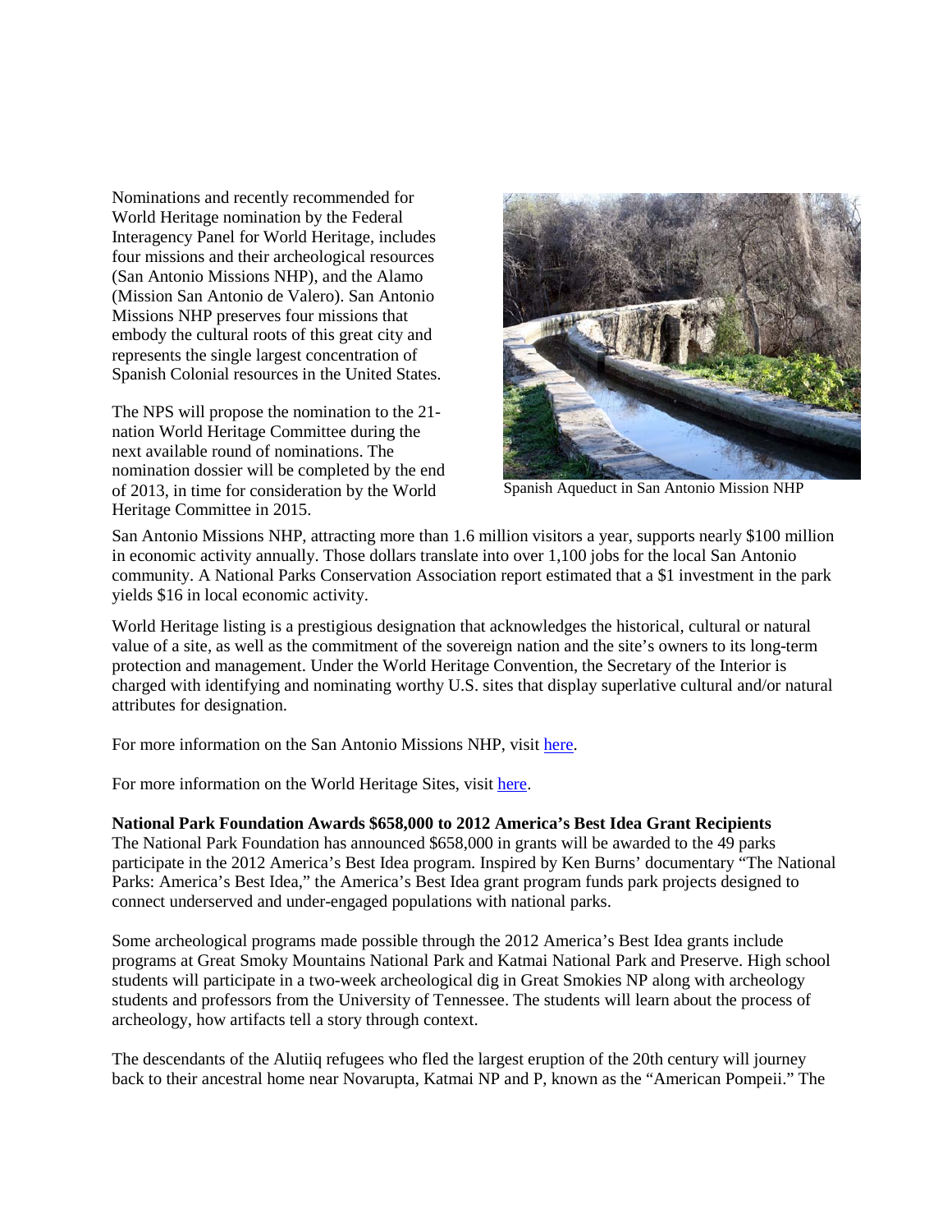Nominations and recently recommended for World Heritage nomination by the Federal Interagency Panel for World Heritage, includes four missions and their archeological resources (San Antonio Missions NHP), and the Alamo (Mission San Antonio de Valero). San Antonio Missions NHP preserves four missions that embody the cultural roots of this great city and represents the single largest concentration of Spanish Colonial resources in the United States.

The NPS will propose the nomination to the 21-nation World Heritage Committee during the next available round of nominations. The nomination dossier will be completed by the end of 2013, in time for consideration by the World Heritage Committee in 2015.

Spanish Aqueduct in San Antonio Mission NHP

San Antonio Missions NHP, attracting more than 1.6 million visitors a year, supports nearly $100 million in economic activity annually. Those dollars translate into over 1,100 jobs for the local San Antonio community. A National Parks Conservation Association report estimated that a $1 investment in the park yields $16 in local economic activity.

World Heritage listing is a prestigious designation that acknowledges the historical, cultural or natural value of a site, as well as the commitment of the sovereign nation and the site's owners to its long-term protection and management. Under the World Heritage Convention, the Secretary of the Interior is charged with identifying and nominating worthy U.S. sites that display superlative cultural and/or natural attributes for designation.

For more information on the San Antonio Missions NHP, visit here.

For more information on the World Heritage Sites, visit here.

**National Park Foundation Awards $658,000 to 2012 America's Best Idea Grant Recipients**
The National Park Foundation has announced $658,000 in grants will be awarded to the 49 parks participate in the 2012 America's Best Idea program. Inspired by Ken Burns' documentary "The National Parks: America's Best Idea," the America's Best Idea grant program funds park projects designed to connect underserved and under-engaged populations with national parks.

Some archeological programs made possible through the 2012 America's Best Idea grants include programs at Great Smoky Mountains National Park and Katmai National Park and Preserve. High school students will participate in a two-week archeological dig in Great Smokies NP along with archeology students and professors from the University of Tennessee. The students will learn about the process of archeology, how artifacts tell a story through context.

The descendants of the Alutiiq refugees who fled the largest eruption of the 20th century will journey back to their ancestral home near Novarupta, Katmai NP and P, known as the "American Pompeii." The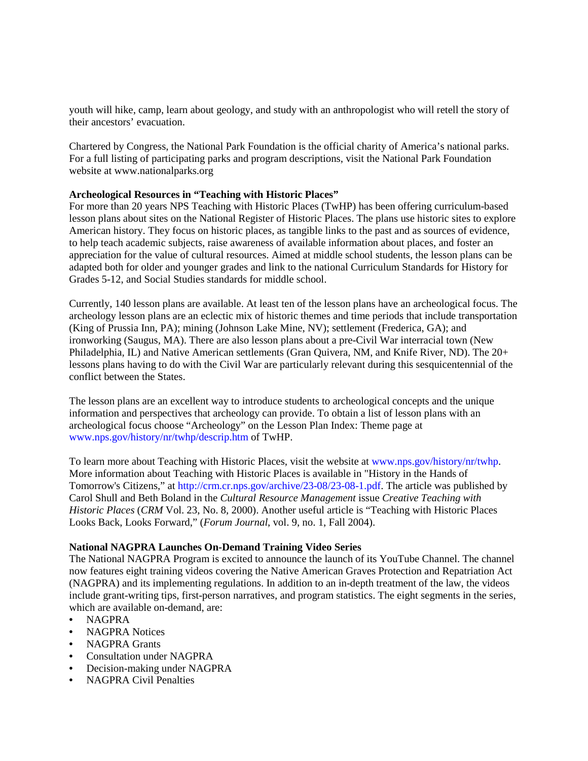youth will hike, camp, learn about geology, and study with an anthropologist who will retell the story of their ancestors' evacuation.

Chartered by Congress, the National Park Foundation is the official charity of America's national parks. For a full listing of participating parks and program descriptions, visit the National Park Foundation website at www.nationalparks.org

**Archeological Resources in "Teaching with Historic Places"**

For more than 20 years NPS Teaching with Historic Places (TwHP) has been offering curriculum-based lesson plans about sites on the National Register of Historic Places. The plans use historic sites to explore American history. They focus on historic places, as tangible links to the past and as sources of evidence, to help teach academic subjects, raise awareness of available information about places, and foster an appreciation for the value of cultural resources. Aimed at middle school students, the lesson plans can be adapted both for older and younger grades and link to the national Curriculum Standards for History for Grades 5-12, and Social Studies standards for middle school.

Currently, 140 lesson plans are available. At least ten of the lesson plans have an archeological focus. The archeology lesson plans are an eclectic mix of historic themes and time periods that include transportation (King of Prussia Inn, PA); mining (Johnson Lake Mine, NV); settlement (Frederica, GA); and ironworking (Saugus, MA). There are also lesson plans about a pre-Civil War interracial town (New Philadelphia, IL) and Native American settlements (Gran Quivera, NM, and Knife River, ND). The 20+ lessons plans having to do with the Civil War are particularly relevant during this sesquicentennial of the conflict between the States.

The lesson plans are an excellent way to introduce students to archeological concepts and the unique information and perspectives that archeology can provide. To obtain a list of lesson plans with an archeological focus choose "Archeology" on the Lesson Plan Index: Theme page at www.nps.gov/history/nr/twhp/descrip.htm of TwHP.

To learn more about Teaching with Historic Places, visit the website at www.nps.gov/history/nr/twhp. More information about Teaching with Historic Places is available in "History in the Hands of Tomorrow's Citizens," at http://crm.cr.nps.gov/archive/23-08/23-08-1.pdf. The article was published by Carol Shull and Beth Boland in the *Cultural Resource Management* issue *Creative Teaching with Historic Places* (*CRM* Vol. 23, No. 8, 2000). Another useful article is "Teaching with Historic Places Looks Back, Looks Forward," (*Forum Journal*, vol. 9, no. 1, Fall 2004).

**National NAGPRA Launches On-Demand Training Video Series**

The National NAGPRA Program is excited to announce the launch of its YouTube Channel. The channel now features eight training videos covering the Native American Graves Protection and Repatriation Act (NAGPRA) and its implementing regulations. In addition to an in-depth treatment of the law, the videos include grant-writing tips, first-person narratives, and program statistics. The eight segments in the series, which are available on-demand, are:

- NAGPRA
- NAGPRA Notices
- NAGPRA Grants
- Consultation under NAGPRA
- Decision-making under NAGPRA
- NAGPRA Civil Penalties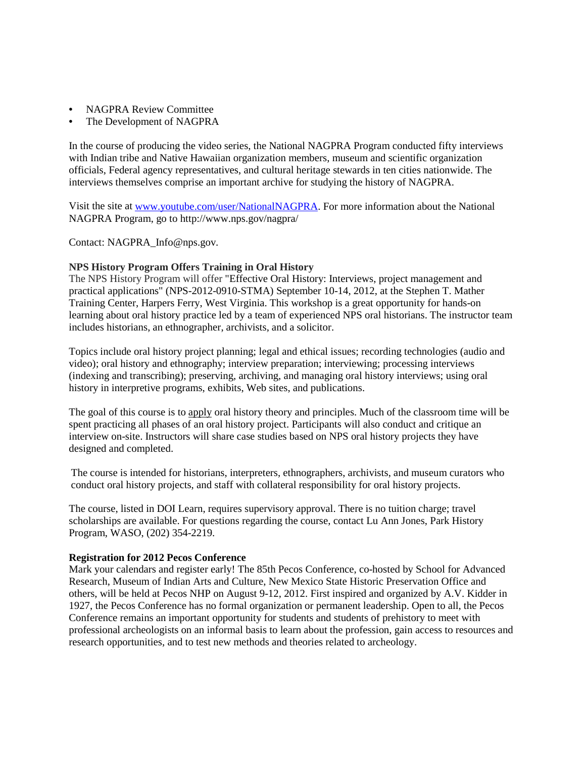- NAGPRA Review Committee
- The Development of NAGPRA

In the course of producing the video series, the National NAGPRA Program conducted fifty interviews with Indian tribe and Native Hawaiian organization members, museum and scientific organization officials, Federal agency representatives, and cultural heritage stewards in ten cities nationwide. The interviews themselves comprise an important archive for studying the history of NAGPRA.

Visit the site at [www.youtube.com/user/NationalNAGPRA](www.youtube.com/user/NationalNAGPRA). For more information about the National NAGPRA Program, go to http://www.nps.gov/nagpra/

Contact: NAGPRA_Info@nps.gov.

**NPS History Program Offers Training in Oral History**

The NPS History Program will offer "Effective Oral History: Interviews, project management and practical applications" (NPS-2012-0910-STMA) September 10-14, 2012, at the Stephen T. Mather Training Center, Harpers Ferry, West Virginia. This workshop is a great opportunity for hands-on learning about oral history practice led by a team of experienced NPS oral historians. The instructor team includes historians, an ethnographer, archivists, and a solicitor.

Topics include oral history project planning; legal and ethical issues; recording technologies (audio and video); oral history and ethnography; interview preparation; interviewing; processing interviews (indexing and transcribing); preserving, archiving, and managing oral history interviews; using oral history in interpretive programs, exhibits, Web sites, and publications.

The goal of this course is to apply oral history theory and principles. Much of the classroom time will be spent practicing all phases of an oral history project. Participants will also conduct and critique an interview on-site. Instructors will share case studies based on NPS oral history projects they have designed and completed.

The course is intended for historians, interpreters, ethnographers, archivists, and museum curators who conduct oral history projects, and staff with collateral responsibility for oral history projects.

The course, listed in DOI Learn, requires supervisory approval. There is no tuition charge; travel scholarships are available. For questions regarding the course, contact Lu Ann Jones, Park History Program, WASO, (202) 354-2219.

**Registration for 2012 Pecos Conference**

Mark your calendars and register early! The 85th Pecos Conference, co-hosted by School for Advanced Research, Museum of Indian Arts and Culture, New Mexico State Historic Preservation Office and others, will be held at Pecos NHP on August 9-12, 2012. First inspired and organized by A.V. Kidder in 1927, the Pecos Conference has no formal organization or permanent leadership. Open to all, the Pecos Conference remains an important opportunity for students and students of prehistory to meet with professional archeologists on an informal basis to learn about the profession, gain access to resources and research opportunities, and to test new methods and theories related to archeology.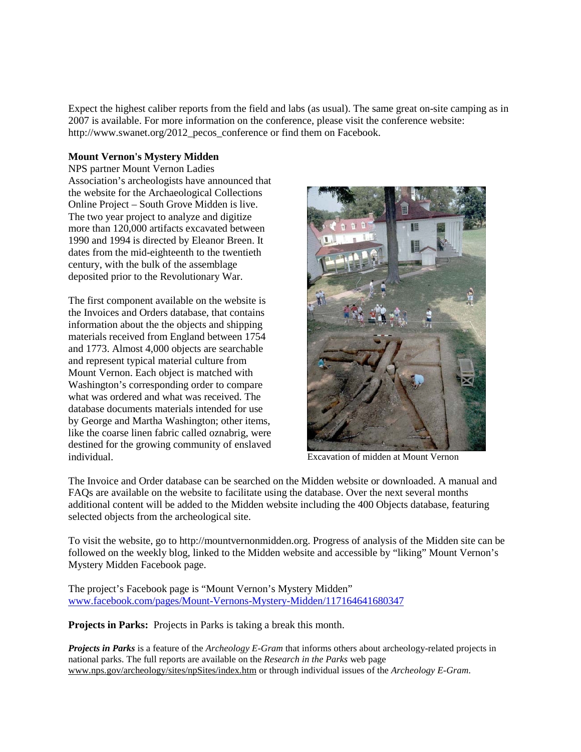Expect the highest caliber reports from the field and labs (as usual). The same great on-site camping as in 2007 is available. For more information on the conference, please visit the conference website: http://www.swanet.org/2012_pecos_conference or find them on Facebook.

**Mount Vernon's Mystery Midden**

NPS partner Mount Vernon Ladies Association's archeologists have announced that the website for the Archaeological Collections Online Project – South Grove Midden is live. The two year project to analyze and digitize more than 120,000 artifacts excavated between 1990 and 1994 is directed by Eleanor Breen. It dates from the mid-eighteenth to the twentieth century, with the bulk of the assemblage deposited prior to the Revolutionary War.

The first component available on the website is the Invoices and Orders database, that contains information about the the objects and shipping materials received from England between 1754 and 1773. Almost 4,000 objects are searchable and represent typical material culture from Mount Vernon. Each object is matched with Washington's corresponding order to compare what was ordered and what was received. The database documents materials intended for use by George and Martha Washington; other items, like the coarse linen fabric called oznabrig, were destined for the growing community of enslaved individual.

Excavation of midden at Mount Vernon

The Invoice and Order database can be searched on the Midden website or downloaded. A manual and FAQs are available on the website to facilitate using the database. Over the next several months additional content will be added to the Midden website including the 400 Objects database, featuring selected objects from the archeological site.

To visit the website, go to http://mountvernonmidden.org. Progress of analysis of the Midden site can be followed on the weekly blog, linked to the Midden website and accessible by "liking" Mount Vernon's Mystery Midden Facebook page.

The project's Facebook page is "Mount Vernon's Mystery Midden" www.facebook.com/pages/Mount-Vernons-Mystery-Midden/117164641680347

**Projects in Parks:** Projects in Parks is taking a break this month.

***Projects in Parks*** is a feature of the *Archeology E-Gram* that informs others about archeology-related projects in national parks. The full reports are available on the *Research in the Parks* web page www.nps.gov/archeology/sites/npSites/index.htm or through individual issues of the *Archeology E-Gram*.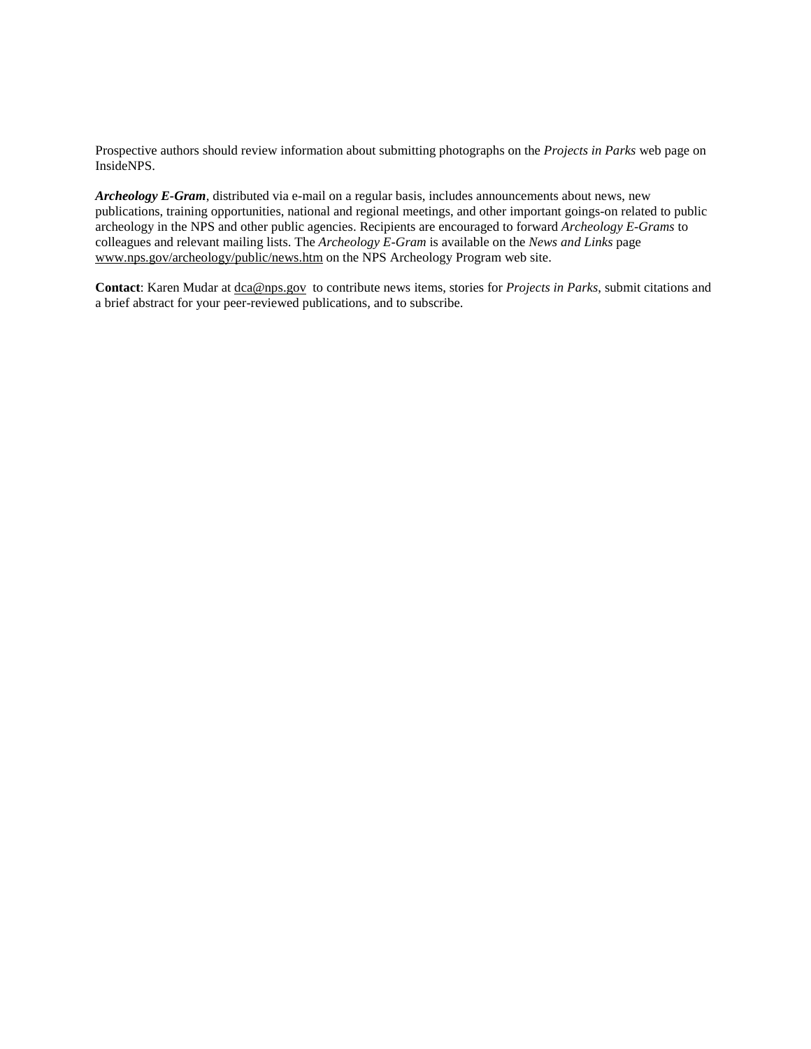Prospective authors should review information about submitting photographs on the *Projects in Parks* web page on InsideNPS.

***Archeology E-Gram***, distributed via e-mail on a regular basis, includes announcements about news, new publications, training opportunities, national and regional meetings, and other important goings-on related to public archeology in the NPS and other public agencies. Recipients are encouraged to forward *Archeology E-Grams* to colleagues and relevant mailing lists. The *Archeology E-Gram* is available on the *News and Links* page www.nps.gov/archeology/public/news.htm on the NPS Archeology Program web site.

**Contact**: Karen Mudar at dca@nps.gov to contribute news items, stories for *Projects in Parks*, submit citations and a brief abstract for your peer-reviewed publications, and to subscribe.